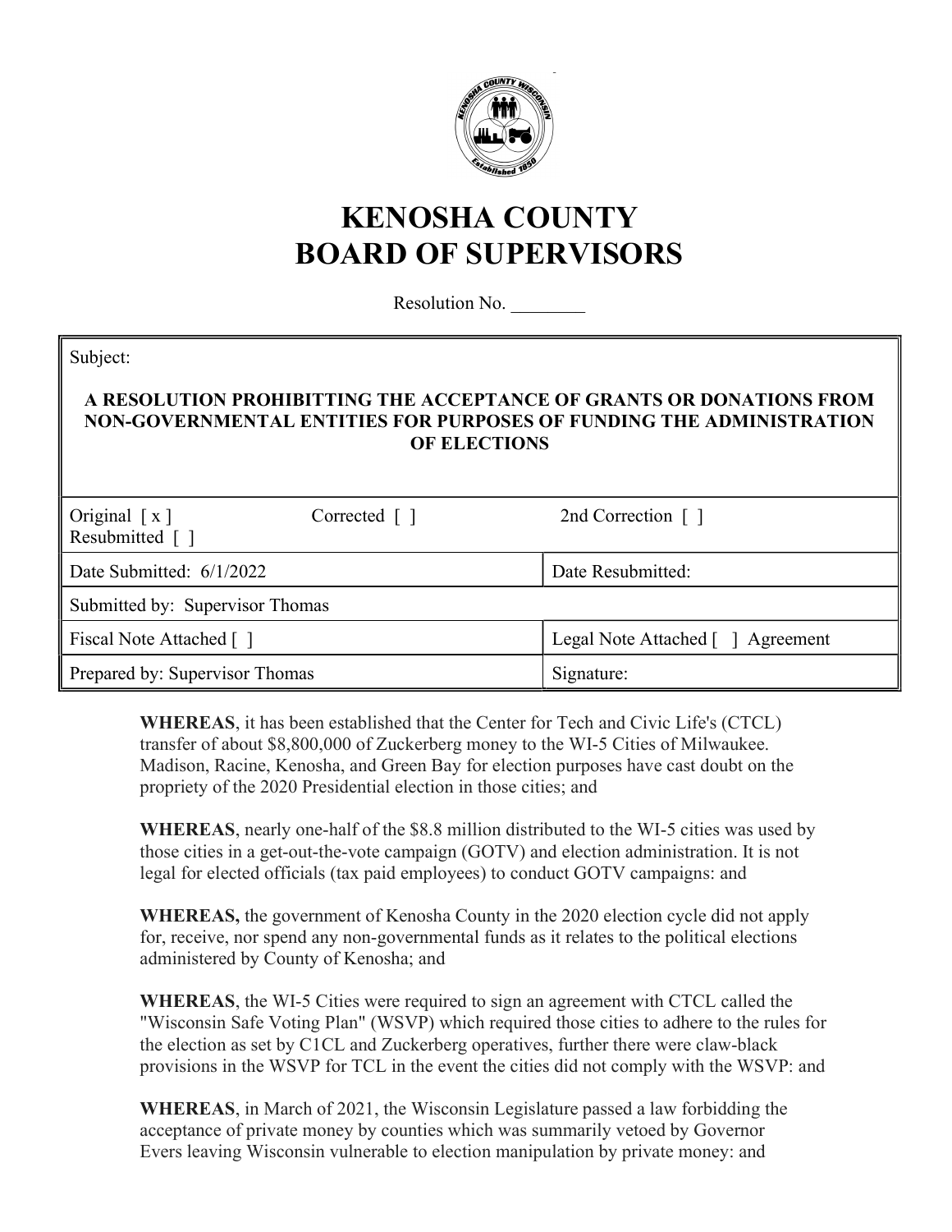# KENOSHA COUNTY
# BOARD OF SUPERVISORS

Resolution No. ________

| Subject: | |
|---|---|
| **A RESOLUTION PROHIBITTING THE ACCEPTANCE OF GRANTS OR DONATIONS FROM NON-GOVERNMENTAL ENTITIES FOR PURPOSES OF FUNDING THE ADMINISTRATION OF ELECTIONS** | |
| Original [ x ] Corrected [ ] 2nd Correction [ ] Resubmitted [ ] | |
| Date Submitted: 6/1/2022 | Date Resubmitted: |
| Submitted by: Supervisor Thomas | |
| Fiscal Note Attached [ ] | Legal Note Attached [ ] Agreement |
| Prepared by: Supervisor Thomas | Signature: |

**WHEREAS**, it has been established that the Center for Tech and Civic Life's (CTCL) transfer of about $8,800,000 of Zuckerberg money to the WI-5 Cities of Milwaukee. Madison, Racine, Kenosha, and Green Bay for election purposes have cast doubt on the propriety of the 2020 Presidential election in those cities; and

**WHEREAS**, nearly one-half of the $8.8 million distributed to the WI-5 cities was used by those cities in a get-out-the-vote campaign (GOTV) and election administration. It is not legal for elected officials (tax paid employees) to conduct GOTV campaigns: and

**WHEREAS,** the government of Kenosha County in the 2020 election cycle did not apply for, receive, nor spend any non-governmental funds as it relates to the political elections administered by County of Kenosha; and

**WHEREAS**, the WI-5 Cities were required to sign an agreement with CTCL called the "Wisconsin Safe Voting Plan" (WSVP) which required those cities to adhere to the rules for the election as set by C1CL and Zuckerberg operatives, further there were claw-black provisions in the WSVP for TCL in the event the cities did not comply with the WSVP: and

**WHEREAS**, in March of 2021, the Wisconsin Legislature passed a law forbidding the acceptance of private money by counties which was summarily vetoed by Governor Evers leaving Wisconsin vulnerable to election manipulation by private money: and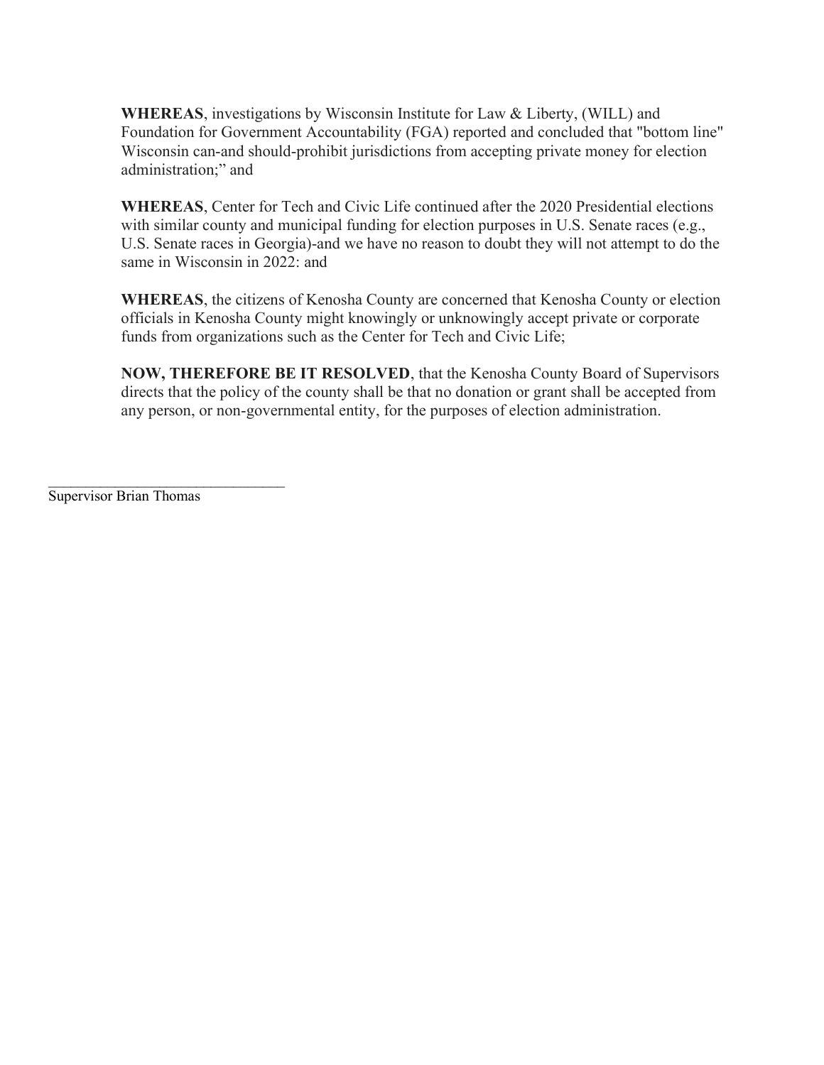**WHEREAS**, investigations by Wisconsin Institute for Law & Liberty, (WILL) and Foundation for Government Accountability (FGA) reported and concluded that "bottom line" Wisconsin can-and should-prohibit jurisdictions from accepting private money for election administration;" and

**WHEREAS**, Center for Tech and Civic Life continued after the 2020 Presidential elections with similar county and municipal funding for election purposes in U.S. Senate races (e.g., U.S. Senate races in Georgia)-and we have no reason to doubt they will not attempt to do the same in Wisconsin in 2022: and

**WHEREAS**, the citizens of Kenosha County are concerned that Kenosha County or election officials in Kenosha County might knowingly or unknowingly accept private or corporate funds from organizations such as the Center for Tech and Civic Life;

**NOW, THEREFORE BE IT RESOLVED**, that the Kenosha County Board of Supervisors directs that the policy of the county shall be that no donation or grant shall be accepted from any person, or non-governmental entity, for the purposes of election administration.

________________________________

Supervisor Brian Thomas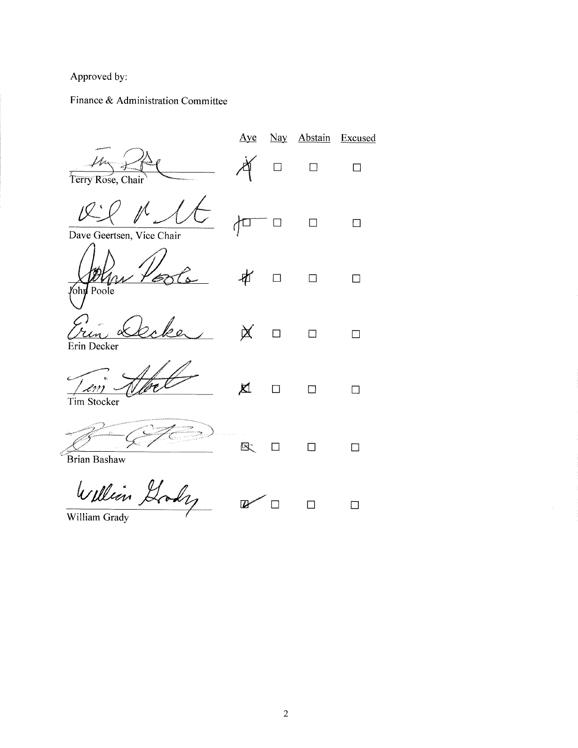Approved by:

Finance & Administration Committee

| | Aye | Nay | Abstain | Excused |
|---|---|---|---|---|
| Terry Rose, Chair | ☒ | ☐ | ☐ | ☐ |
| Dave Geertsen, Vice Chair | ☒ | ☐ | ☐ | ☐ |
| John Poole | ☒ | ☐ | ☐ | ☐ |
| Erin Decker | ☒ | ☐ | ☐ | ☐ |
| Tim Stocker | ☒ | ☐ | ☐ | ☐ |
| Brian Bashaw | ☒ | ☐ | ☐ | ☐ |
| William Grady | ☒ | ☐ | ☐ | ☐ |